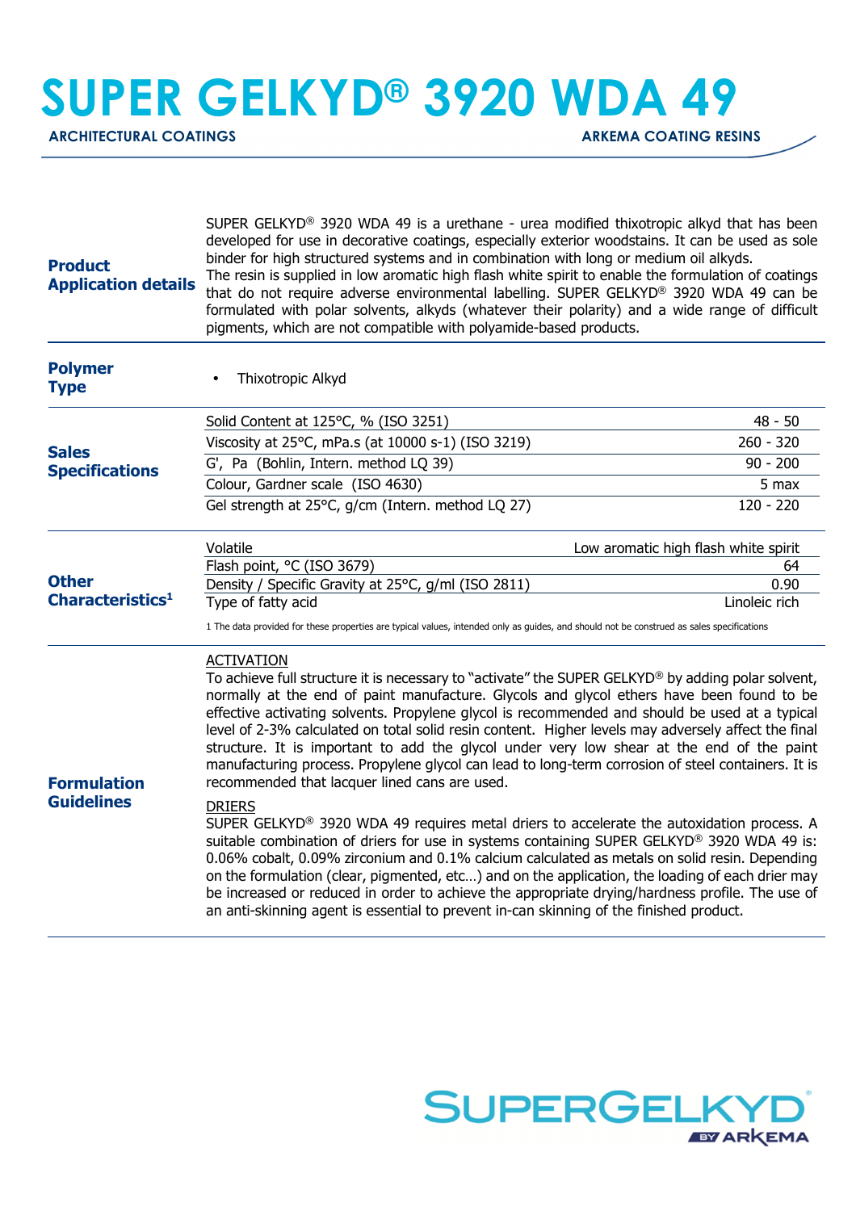# SUPER GELKYD® 3920 WDA 49

**ARCHITECTURAL COATINGS** | **ARKEMA COATING RESINS**

## Product Application details

SUPER GELKYD® 3920 WDA 49 is a urethane - urea modified thixotropic alkyd that has been developed for use in decorative coatings, especially exterior woodstains. It can be used as sole binder for high structured systems and in combination with long or medium oil alkyds.
The resin is supplied in low aromatic high flash white spirit to enable the formulation of coatings that do not require adverse environmental labelling. SUPER GELKYD® 3920 WDA 49 can be formulated with polar solvents, alkyds (whatever their polarity) and a wide range of difficult pigments, which are not compatible with polyamide-based products.

## Polymer Type

- Thixotropic Alkyd

## Sales Specifications

| Property | Value |
|---|---|
| Solid Content at 125°C, % (ISO 3251) | 48 - 50 |
| Viscosity at 25°C, mPa.s (at 10000 s-1) (ISO 3219) | 260 - 320 |
| G', Pa (Bohlin, Intern. method LQ 39) | 90 - 200 |
| Colour, Gardner scale (ISO 4630) | 5 max |
| Gel strength at 25°C, g/cm (Intern. method LQ 27) | 120 - 220 |

## Other Characteristics[1]

| Property | Value |
|---|---|
| Volatile | Low aromatic high flash white spirit |
| Flash point, °C (ISO 3679) | 64 |
| Density / Specific Gravity at 25°C, g/ml (ISO 2811) | 0.90 |
| Type of fatty acid | Linoleic rich |

1 The data provided for these properties are typical values, intended only as guides, and should not be construed as sales specifications

## Formulation Guidelines

<u>ACTIVATION</u>

To achieve full structure it is necessary to "activate" the SUPER GELKYD® by adding polar solvent, normally at the end of paint manufacture. Glycols and glycol ethers have been found to be effective activating solvents. Propylene glycol is recommended and should be used at a typical level of 2-3% calculated on total solid resin content. Higher levels may adversely affect the final structure. It is important to add the glycol under very low shear at the end of the paint manufacturing process. Propylene glycol can lead to long-term corrosion of steel containers. It is recommended that lacquer lined cans are used.

<u>DRIERS</u>

SUPER GELKYD® 3920 WDA 49 requires metal driers to accelerate the autoxidation process. A suitable combination of driers for use in systems containing SUPER GELKYD® 3920 WDA 49 is: 0.06% cobalt, 0.09% zirconium and 0.1% calcium calculated as metals on solid resin. Depending on the formulation (clear, pigmented, etc…) and on the application, the loading of each drier may be increased or reduced in order to achieve the appropriate drying/hardness profile. The use of an anti-skinning agent is essential to prevent in-can skinning of the finished product.

SUPERGELKYD® BY ARKEMA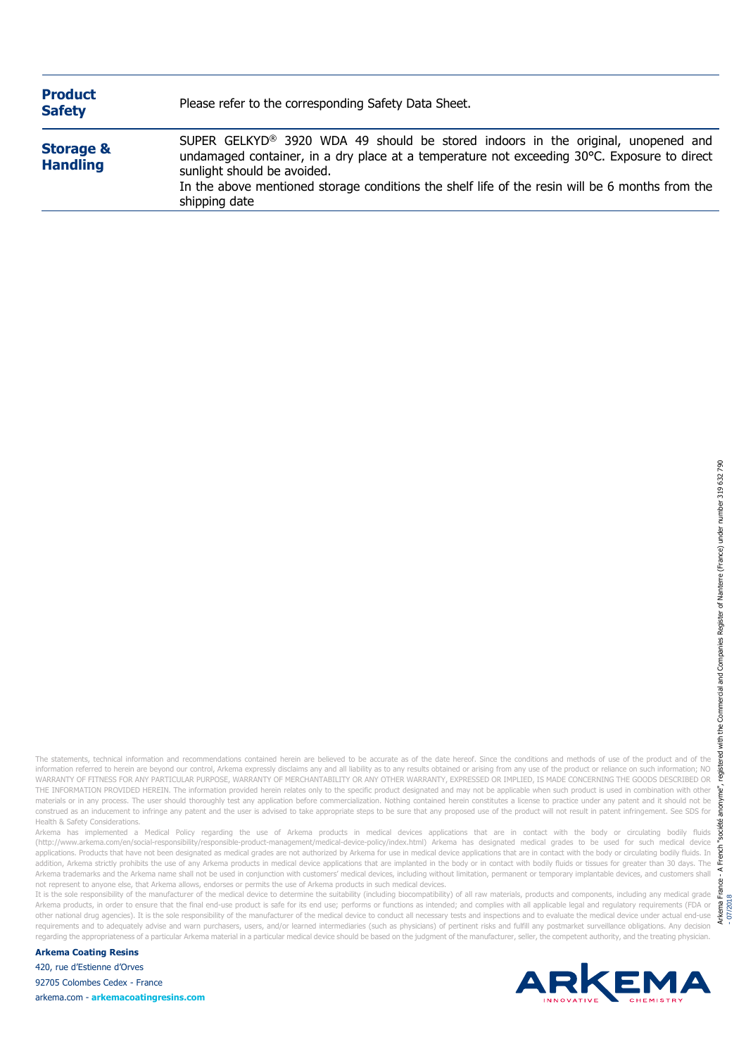| | |
|---|---|
| **Product Safety** | Please refer to the corresponding Safety Data Sheet. |
| **Storage & Handling** | SUPER GELKYD® 3920 WDA 49 should be stored indoors in the original, unopened and undamaged container, in a dry place at a temperature not exceeding 30°C. Exposure to direct sunlight should be avoided.<br>In the above mentioned storage conditions the shelf life of the resin will be 6 months from the shipping date |

The statements, technical information and recommendations contained herein are believed to be accurate as of the date hereof. Since the conditions and methods of use of the product and of the information referred to herein are beyond our control, Arkema expressly disclaims any and all liability as to any results obtained or arising from any use of the product or reliance on such information; NO WARRANTY OF FITNESS FOR ANY PARTICULAR PURPOSE, WARRANTY OF MERCHANTABILITY OR ANY OTHER WARRANTY, EXPRESSED OR IMPLIED, IS MADE CONCERNING THE GOODS DESCRIBED OR THE INFORMATION PROVIDED HEREIN. The information provided herein relates only to the specific product designated and may not be applicable when such product is used in combination with other materials or in any process. The user should thoroughly test any application before commercialization. Nothing contained herein constitutes a license to practice under any patent and it should not be construed as an inducement to infringe any patent and the user is advised to take appropriate steps to be sure that any proposed use of the product will not result in patent infringement. See SDS for Health & Safety Considerations.

Arkema has implemented a Medical Policy regarding the use of Arkema products in medical devices applications that are in contact with the body or circulating bodily fluids (http://www.arkema.com/en/social-responsibility/responsible-product-management/medical-device-policy/index.html) Arkema has designated medical grades to be used for such medical device applications. Products that have not been designated as medical grades are not authorized by Arkema for use in medical device applications that are in contact with the body or circulating bodily fluids. In addition, Arkema strictly prohibits the use of any Arkema products in medical device applications that are implanted in the body or in contact with bodily fluids or tissues for greater than 30 days. The Arkema trademarks and the Arkema name shall not be used in conjunction with customers' medical devices, including without limitation, permanent or temporary implantable devices, and customers shall not represent to anyone else, that Arkema allows, endorses or permits the use of Arkema products in such medical devices.

It is the sole responsibility of the manufacturer of the medical device to determine the suitability (including biocompatibility) of all raw materials, products and components, including any medical grade Arkema products, in order to ensure that the final end-use product is safe for its end use; performs or functions as intended; and complies with all applicable legal and regulatory requirements (FDA or other national drug agencies). It is the sole responsibility of the manufacturer of the medical device to conduct all necessary tests and inspections and to evaluate the medical device under actual end-use requirements and to adequately advise and warn purchasers, users, and/or learned intermediaries (such as physicians) of pertinent risks and fulfill any postmarket surveillance obligations. Any decision regarding the appropriateness of a particular Arkema material in a particular medical device should be based on the judgment of the manufacturer, seller, the competent authority, and the treating physician.

**Arkema Coating Resins**
420, rue d'Estienne d'Orves
92705 Colombes Cedex - France
arkema.com - **arkemacoatingresins.com**

Arkema France - A French "société anonyme", registered with the Commercial and Companies Register of Nanterre (France) under number 319 632 790 - 07/2018